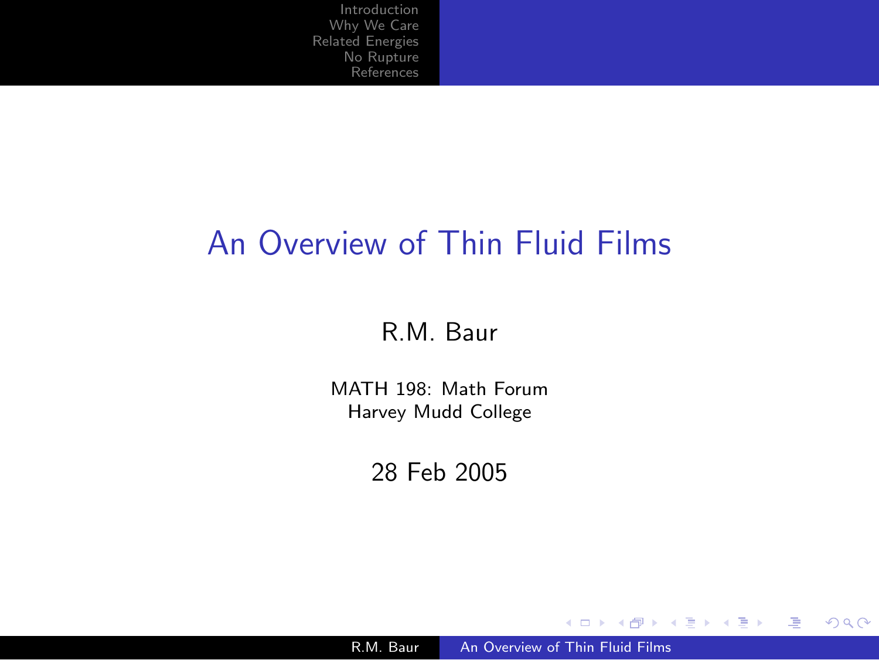# An Overview of Thin Fluid Films

R.M. Baur

MATH 198: Math Forum
Harvey Mudd College

28 Feb 2005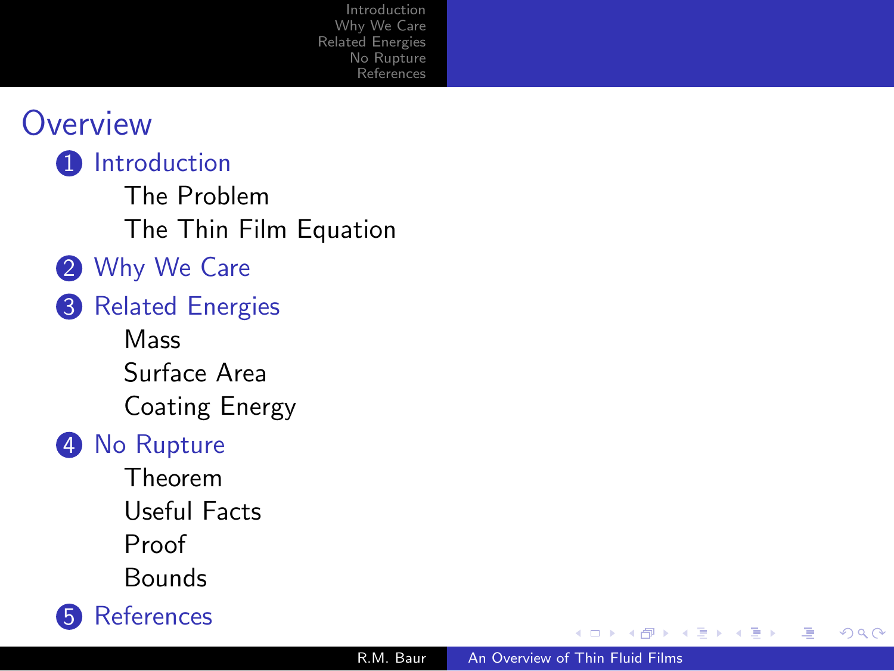# Overview

1. Introduction
   - The Problem
   - The Thin Film Equation
2. Why We Care
3. Related Energies
   - Mass
   - Surface Area
   - Coating Energy
4. No Rupture
   - Theorem
   - Useful Facts
   - Proof
   - Bounds
5. References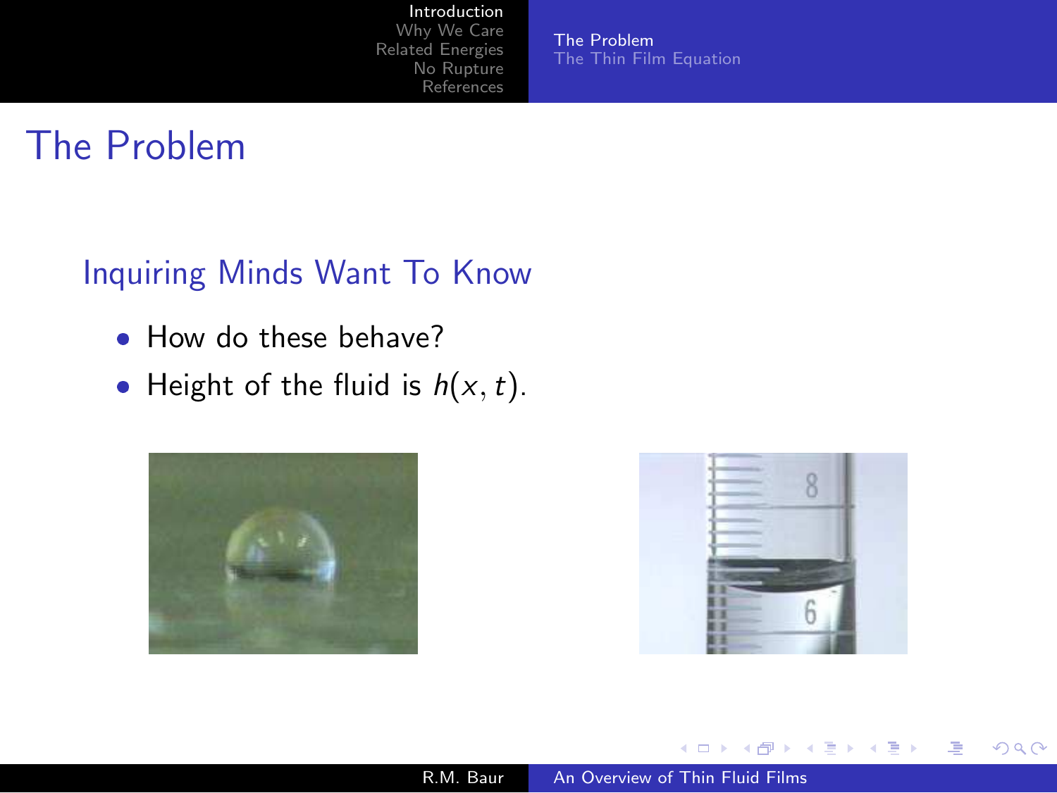# The Problem

## Inquiring Minds Want To Know

- How do these behave?
- Height of the fluid is $h(x, t)$.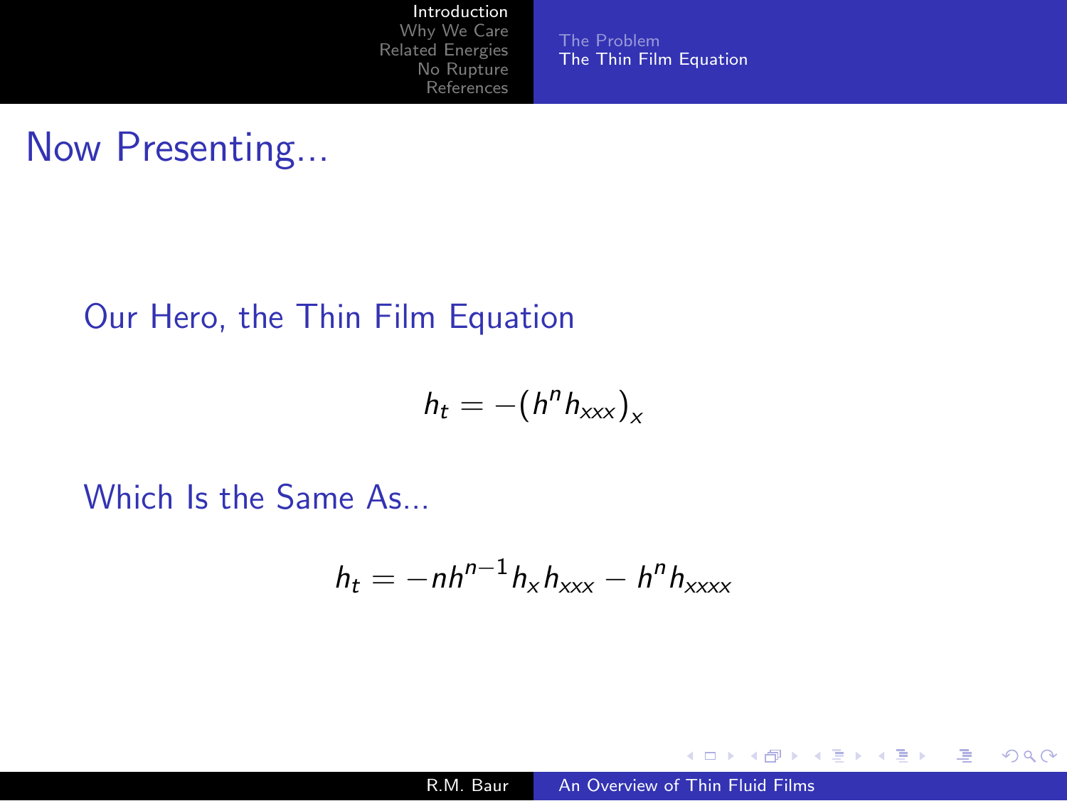# Now Presenting...

Our Hero, the Thin Film Equation

$$h_t = -\left(h^n h_{xxx}\right)_x$$

Which Is the Same As...

$$h_t = -nh^{n-1} h_x h_{xxx} - h^n h_{xxxx}$$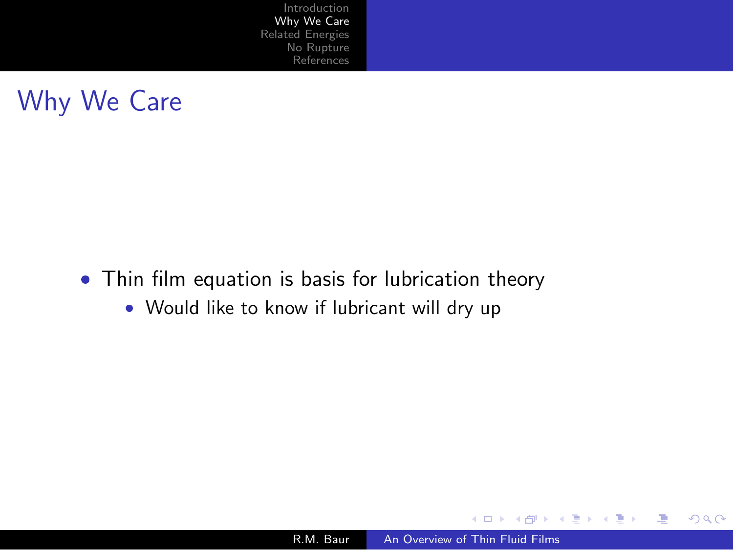## Why We Care

- Thin film equation is basis for lubrication theory
  - Would like to know if lubricant will dry up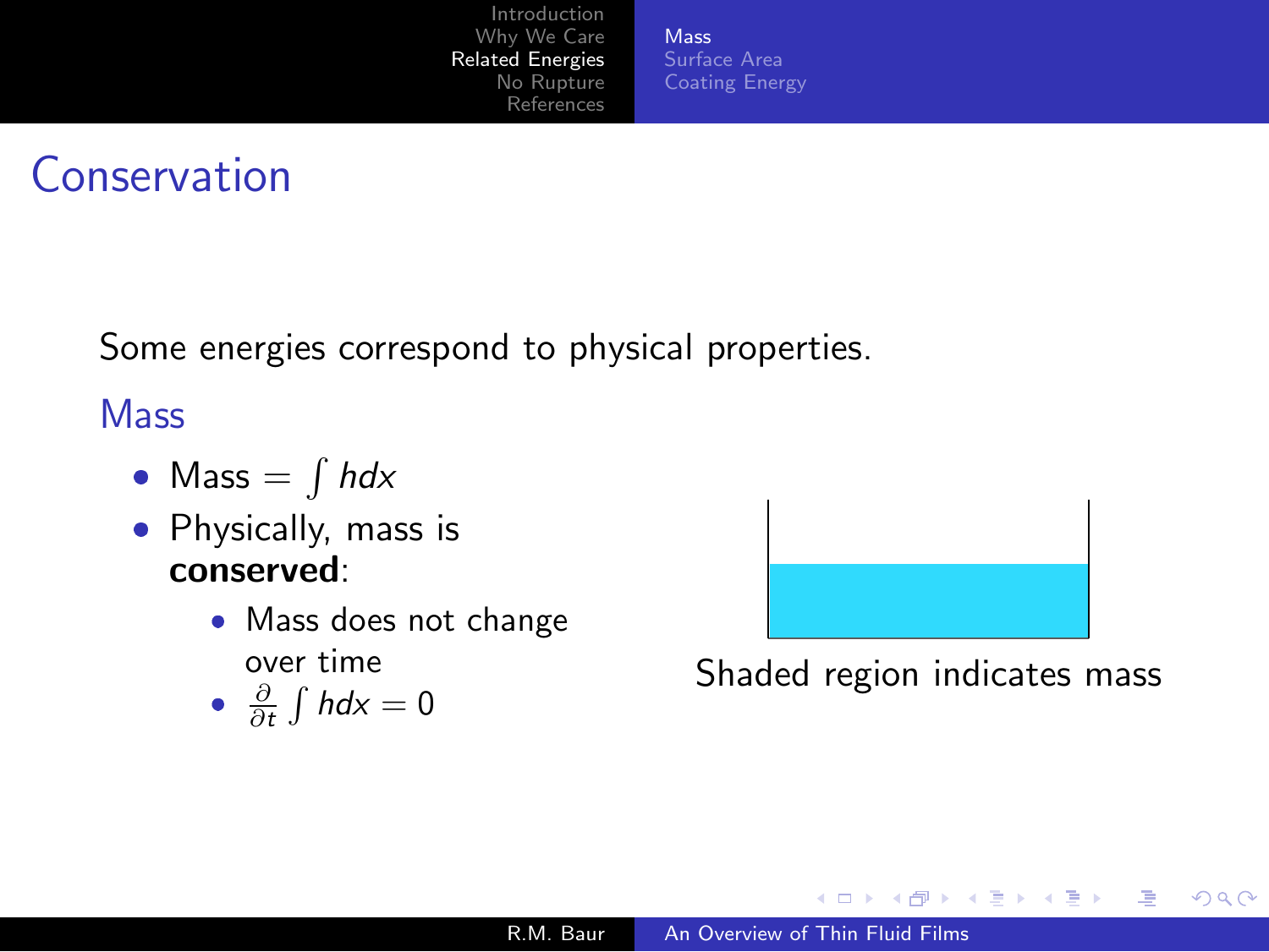# Conservation

Some energies correspond to physical properties.

## Mass

- Mass $= \int h dx$
- Physically, mass is **conserved**:
  - Mass does not change over time
  - $\frac{\partial}{\partial t} \int h dx = 0$

Shaded region indicates mass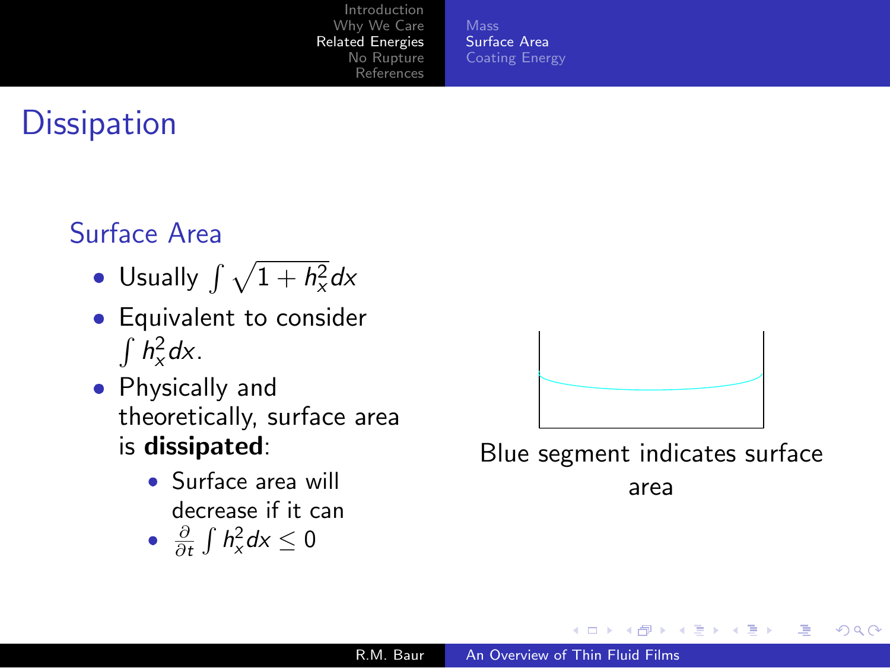# Dissipation

## Surface Area

- Usually $\int \sqrt{1 + h_x^2} dx$
- Equivalent to consider $\int h_x^2 dx$.
- Physically and theoretically, surface area is **dissipated**:
  - Surface area will decrease if it can
  - $\frac{\partial}{\partial t} \int h_x^2 dx \leq 0$

Blue segment indicates surface area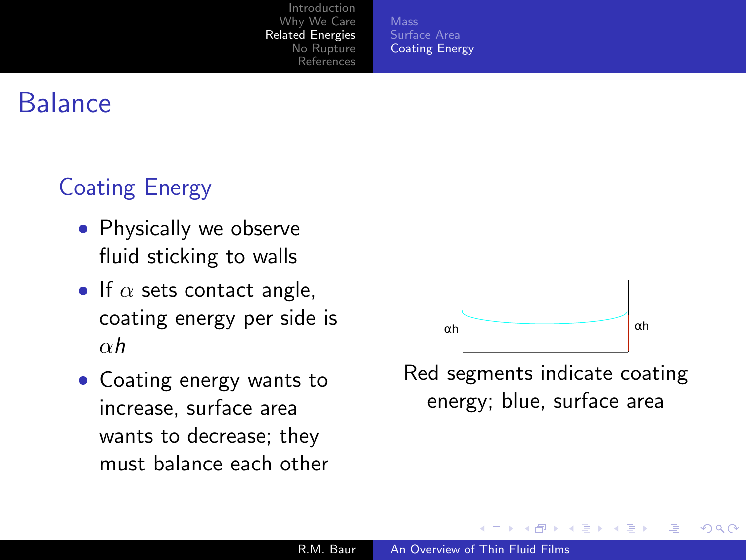# Balance

## Coating Energy

- Physically we observe fluid sticking to walls
- If $\alpha$ sets contact angle, coating energy per side is $\alpha h$
- Coating energy wants to increase, surface area wants to decrease; they must balance each other

Red segments indicate coating energy; blue, surface area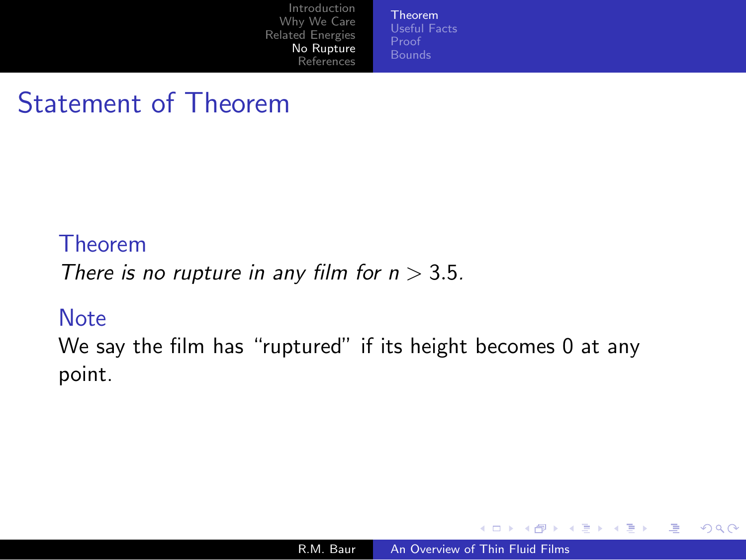# Statement of Theorem

**Theorem**

*There is no rupture in any film for $n > 3.5$.*

**Note**

We say the film has "ruptured" if its height becomes 0 at any point.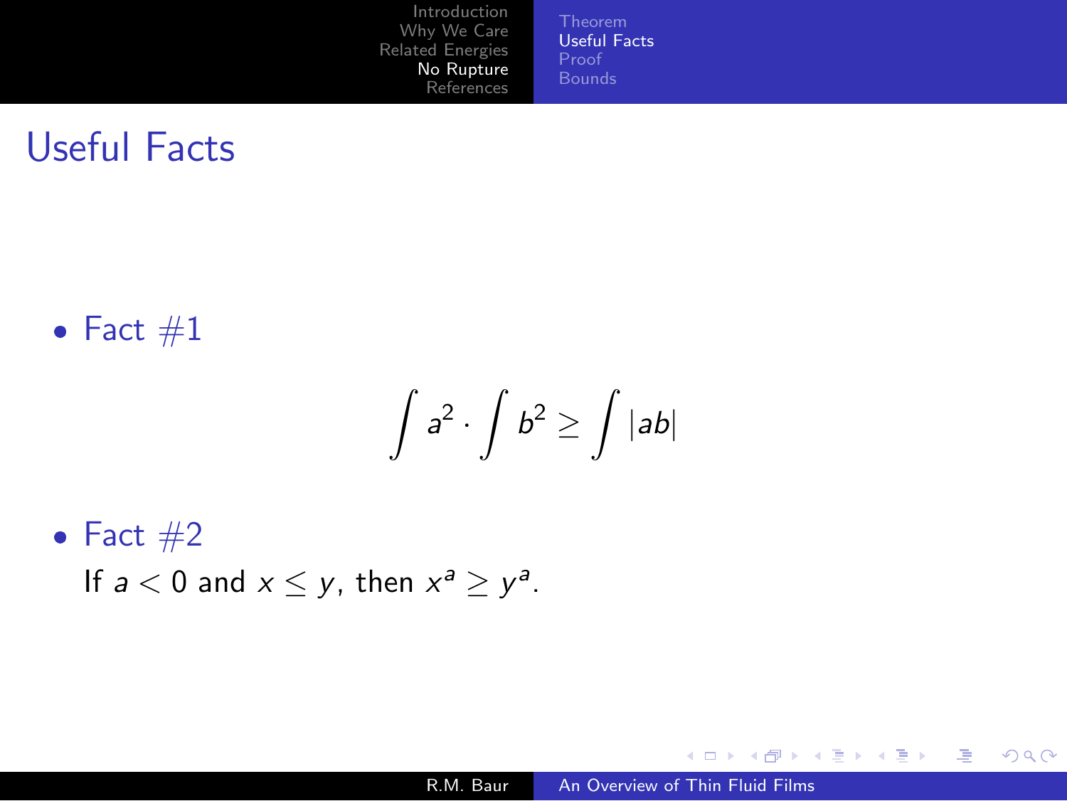# Useful Facts

- Fact #1

$$\int a^2 \cdot \int b^2 \geq \int |ab|$$

- Fact #2

  If $a < 0$ and $x \leq y$, then $x^a \geq y^a$.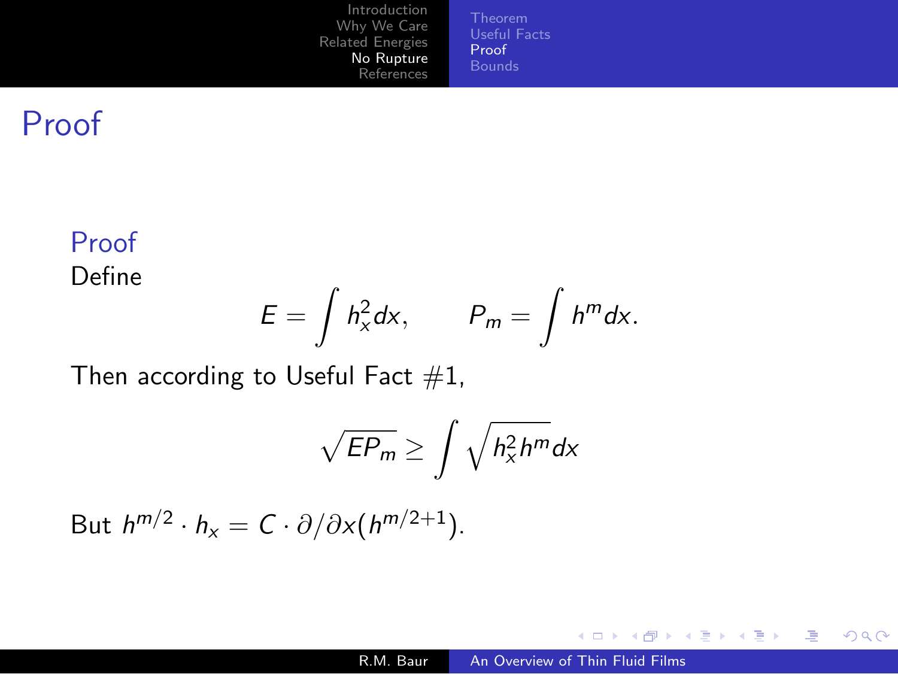# Proof

## Proof

Define

$$E = \int h_x^2 dx, \qquad P_m = \int h^m dx.$$

Then according to Useful Fact #1,

$$\sqrt{EP_m} \geq \int \sqrt{h_x^2 h^m} dx$$

But $h^{m/2} \cdot h_x = C \cdot \partial/\partial x(h^{m/2+1})$.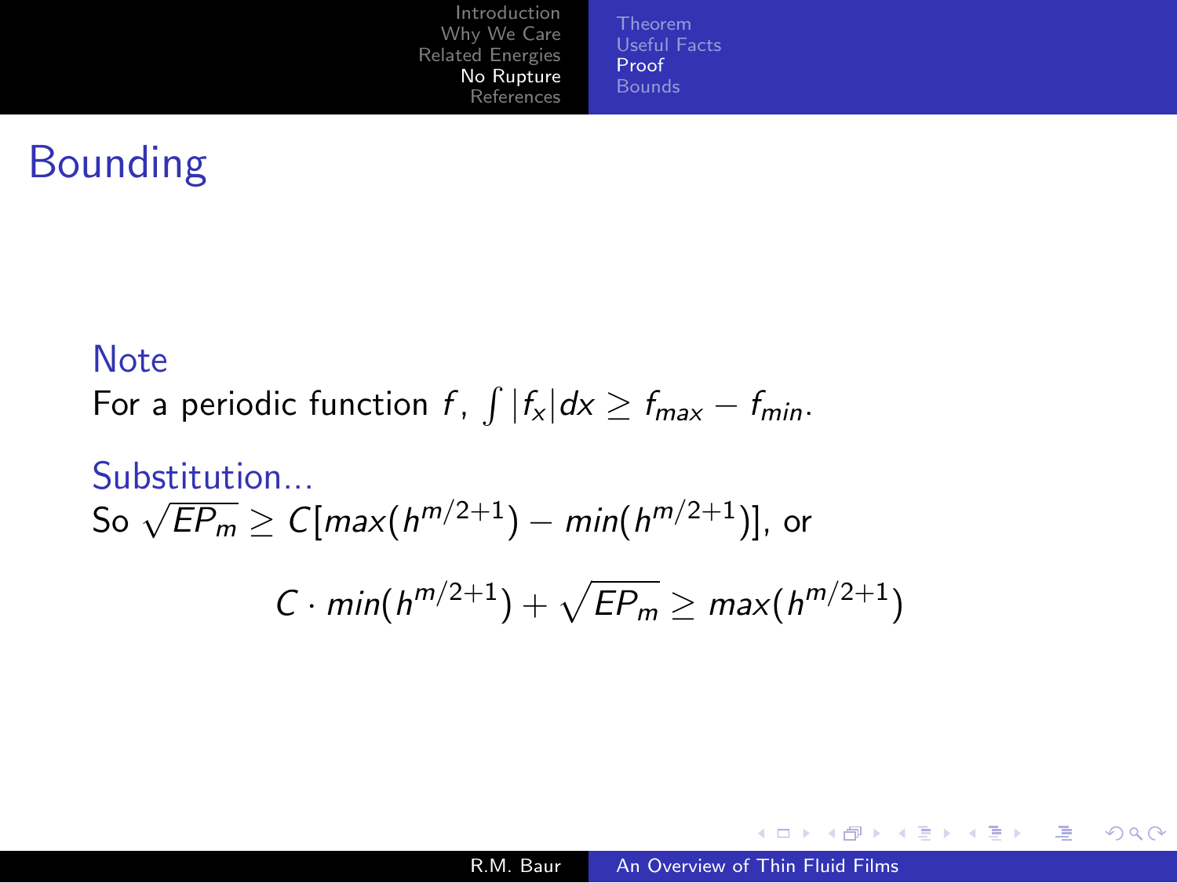# Bounding

**Note**

For a periodic function $f$, $\int |f_x| dx \geq f_{max} - f_{min}$.

**Substitution...**

So $\sqrt{EP_m} \geq C[max(h^{m/2+1}) - min(h^{m/2+1})]$, or

$$C \cdot min(h^{m/2+1}) + \sqrt{EP_m} \geq max(h^{m/2+1})$$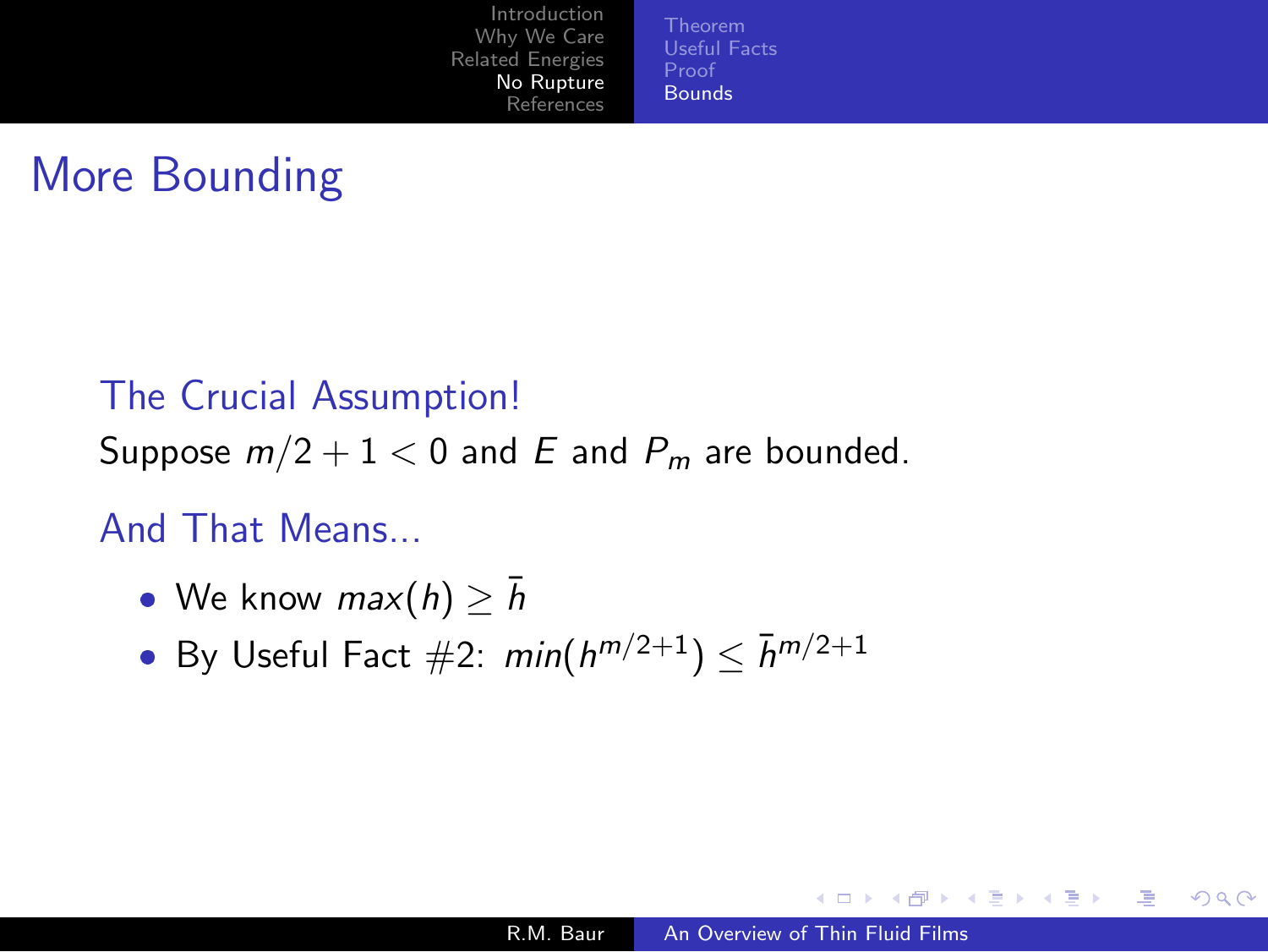# More Bounding

### The Crucial Assumption!

Suppose $m/2 + 1 < 0$ and $E$ and $P_m$ are bounded.

### And That Means...

- We know $max(h) \geq \bar{h}$
- By Useful Fact #2: $min(h^{m/2+1}) \leq \bar{h}^{m/2+1}$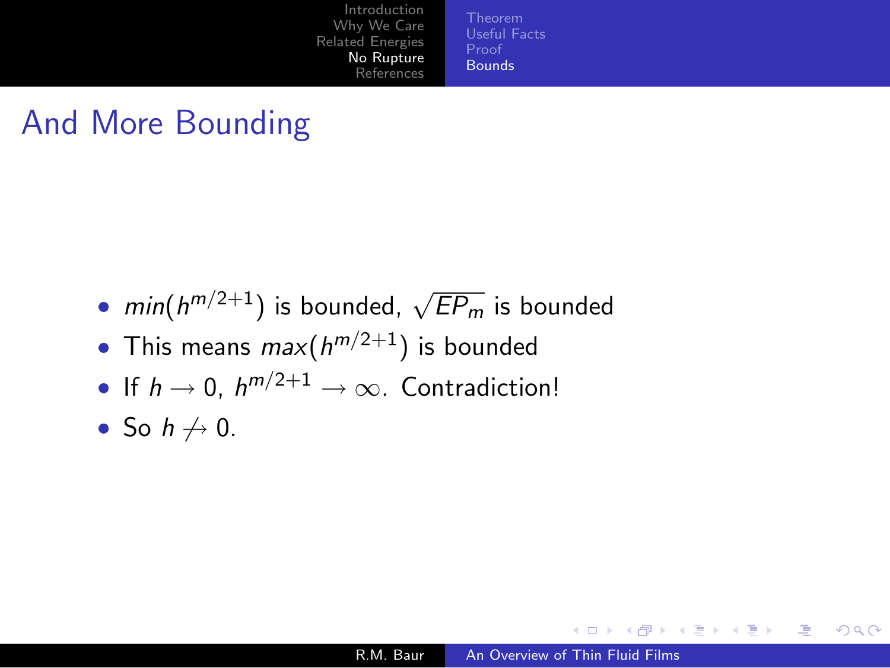# And More Bounding

- $min(h^{m/2+1})$ is bounded, $\sqrt{EP_m}$ is bounded
- This means $max(h^{m/2+1})$ is bounded
- If $h \rightarrow 0$, $h^{m/2+1} \rightarrow \infty$. Contradiction!
- So $h \not\rightarrow 0$.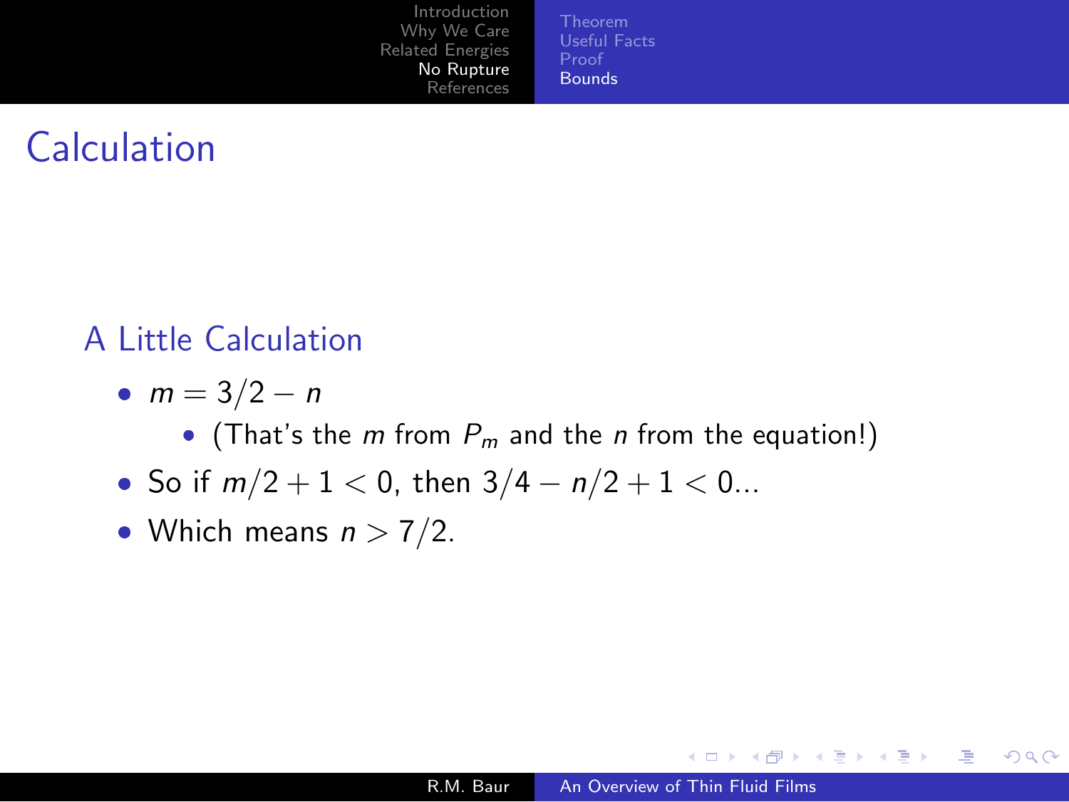# Calculation

## A Little Calculation

- $m = 3/2 - n$
  - (That's the $m$ from $P_m$ and the $n$ from the equation!)
- So if $m/2 + 1 < 0$, then $3/4 - n/2 + 1 < 0$...
- Which means $n > 7/2$.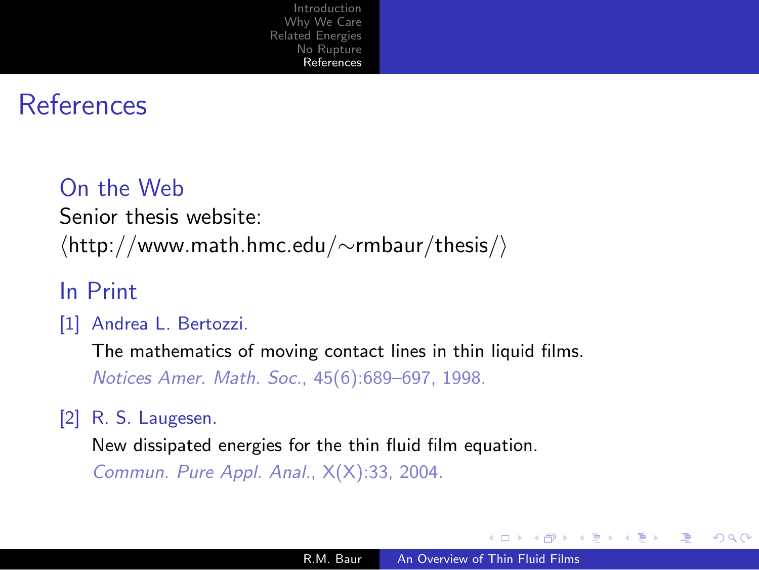# References

## On the Web

Senior thesis website:
⟨http://www.math.hmc.edu/∼rmbaur/thesis/⟩

## In Print

[1] Andrea L. Bertozzi.
The mathematics of moving contact lines in thin liquid films.
*Notices Amer. Math. Soc.*, 45(6):689–697, 1998.

[2] R. S. Laugesen.
New dissipated energies for the thin fluid film equation.
*Commun. Pure Appl. Anal.*, X(X):33, 2004.